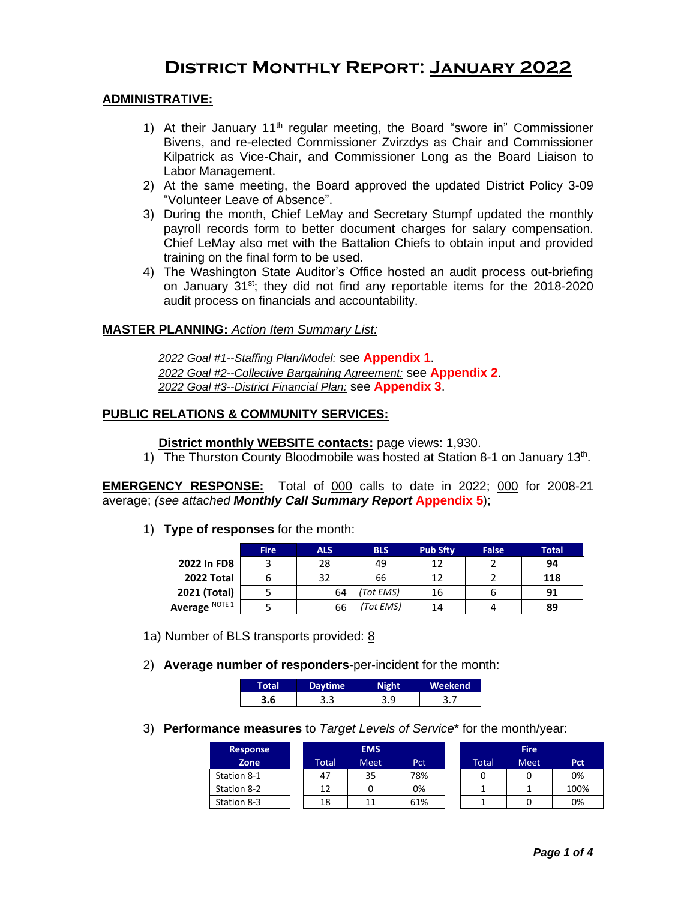# District Monthly Report: January 2022

## ADMINISTRATIVE:

1) At their January 11th regular meeting, the Board "swore in" Commissioner Bivens, and re-elected Commissioner Zvirzdys as Chair and Commissioner Kilpatrick as Vice-Chair, and Commissioner Long as the Board Liaison to Labor Management.
2) At the same meeting, the Board approved the updated District Policy 3-09 "Volunteer Leave of Absence".
3) During the month, Chief LeMay and Secretary Stumpf updated the monthly payroll records form to better document charges for salary compensation. Chief LeMay also met with the Battalion Chiefs to obtain input and provided training on the final form to be used.
4) The Washington State Auditor's Office hosted an audit process out-briefing on January 31st; they did not find any reportable items for the 2018-2020 audit process on financials and accountability.

## MASTER PLANNING: *Action Item Summary List:*

*2022 Goal #1--Staffing Plan/Model:* see **Appendix 1**.
*2022 Goal #2--Collective Bargaining Agreement:* see **Appendix 2**.
*2022 Goal #3--District Financial Plan:* see **Appendix 3**.

## PUBLIC RELATIONS & COMMUNITY SERVICES:

**District monthly WEBSITE contacts:** page views: 1,930.

1) The Thurston County Bloodmobile was hosted at Station 8-1 on January 13th.

**EMERGENCY RESPONSE:** Total of 000 calls to date in 2022; 000 for 2008-21 average; *(see attached* ***Monthly Call Summary Report*** **Appendix 5**);

1) **Type of responses** for the month:

| | Fire | ALS | BLS | Pub Sfty | False | Total |
|---|---|---|---|---|---|---|
| **2022 In FD8** | 3 | 28 | 49 | 12 | 2 | **94** |
| **2022 Total** | 6 | 32 | 66 | 12 | 2 | **118** |
| **2021 (Total)** | 5 | 64 | *(Tot EMS)* | 16 | 6 | **91** |
| **Average** NOTE 1 | 5 | 66 | *(Tot EMS)* | 14 | 4 | **89** |

1a) Number of BLS transports provided: 8

2) **Average number of responders**-per-incident for the month:

| Total | Daytime | Night | Weekend |
|---|---|---|---|
| **3.6** | 3.3 | 3.9 | 3.7 |

3) **Performance measures** to *Target Levels of Service\** for the month/year:

| Response Zone | EMS Total | EMS Meet | EMS Pct | Fire Total | Fire Meet | Fire Pct |
|---|---|---|---|---|---|---|
| Station 8-1 | 47 | 35 | 78% | 0 | 0 | 0% |
| Station 8-2 | 12 | 0 | 0% | 1 | 1 | 100% |
| Station 8-3 | 18 | 11 | 61% | 1 | 0 | 0% |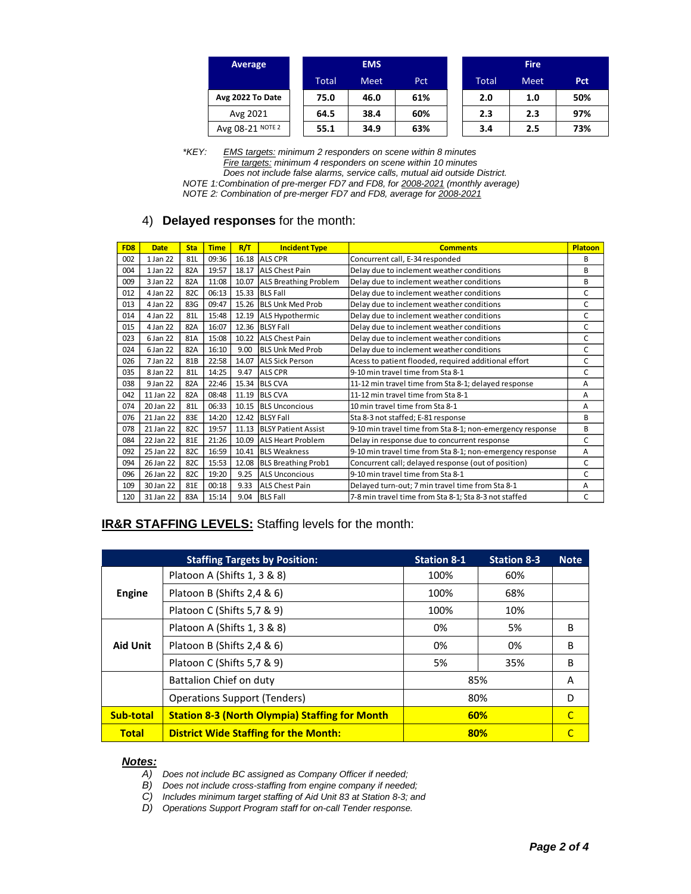| Average | EMS | | | Fire | | |
|---|---|---|---|---|---|---|
| | Total | Meet | Pct | Total | Meet | Pct |
| **Avg 2022 To Date** | **75.0** | **46.0** | **61%** | **2.0** | **1.0** | **50%** |
| Avg 2021 | **64.5** | **38.4** | **60%** | **2.3** | **2.3** | **97%** |
| Avg 08-21 NOTE 2 | **55.1** | **34.9** | **63%** | **3.4** | **2.5** | **73%** |

*\*KEY: EMS targets: minimum 2 responders on scene within 8 minutes*
*Fire targets: minimum 4 responders on scene within 10 minutes*
*Does not include false alarms, service calls, mutual aid outside District.*
*NOTE 1: Combination of pre-merger FD7 and FD8, for 2008-2021 (monthly average)*
*NOTE 2: Combination of pre-merger FD7 and FD8, average for 2008-2021*

4) **Delayed responses** for the month:

| FD8 | Date | Sta | Time | R/T | Incident Type | Comments | Platoon |
|---|---|---|---|---|---|---|---|
| 002 | 1 Jan 22 | 81L | 09:36 | 16.18 | ALS CPR | Concurrent call, E-34 responded | B |
| 004 | 1 Jan 22 | 82A | 19:57 | 18.17 | ALS Chest Pain | Delay due to inclement weather conditions | B |
| 009 | 3 Jan 22 | 82A | 11:08 | 10.07 | ALS Breathing Problem | Delay due to inclement weather conditions | B |
| 012 | 4 Jan 22 | 82C | 06:13 | 15.33 | BLS Fall | Delay due to inclement weather conditions | C |
| 013 | 4 Jan 22 | 83G | 09:47 | 15.26 | BLS Unk Med Prob | Delay due to inclement weather conditions | C |
| 014 | 4 Jan 22 | 81L | 15:48 | 12.19 | ALS Hypothermic | Delay due to inclement weather conditions | C |
| 015 | 4 Jan 22 | 82A | 16:07 | 12.36 | BLSY Fall | Delay due to inclement weather conditions | C |
| 023 | 6 Jan 22 | 81A | 15:08 | 10.22 | ALS Chest Pain | Delay due to inclement weather conditions | C |
| 024 | 6 Jan 22 | 82A | 16:10 | 9.00 | BLS Unk Med Prob | Delay due to inclement weather conditions | C |
| 026 | 7 Jan 22 | 81B | 22:58 | 14.07 | ALS Sick Person | Acess to patient flooded, required additional effort | C |
| 035 | 8 Jan 22 | 81L | 14:25 | 9.47 | ALS CPR | 9-10 min travel time from Sta 8-1 | C |
| 038 | 9 Jan 22 | 82A | 22:46 | 15.34 | BLS CVA | 11-12 min travel time from Sta 8-1; delayed response | A |
| 042 | 11 Jan 22 | 82A | 08:48 | 11.19 | BLS CVA | 11-12 min travel time from Sta 8-1 | A |
| 074 | 20 Jan 22 | 81L | 06:33 | 10.15 | BLS Unconcious | 10 min travel time from Sta 8-1 | A |
| 076 | 21 Jan 22 | 83E | 14:20 | 12.42 | BLSY Fall | Sta 8-3 not staffed; E-81 response | B |
| 078 | 21 Jan 22 | 82C | 19:57 | 11.13 | BLSY Patient Assist | 9-10 min travel time from Sta 8-1; non-emergency response | B |
| 084 | 22 Jan 22 | 81E | 21:26 | 10.09 | ALS Heart Problem | Delay in response due to concurrent response | C |
| 092 | 25 Jan 22 | 82C | 16:59 | 10.41 | BLS Weakness | 9-10 min travel time from Sta 8-1; non-emergency response | A |
| 094 | 26 Jan 22 | 82C | 15:53 | 12.08 | BLS Breathing Prob1 | Concurrent call; delayed response (out of position) | C |
| 096 | 26 Jan 22 | 82C | 19:20 | 9.25 | ALS Unconcious | 9-10 min travel time from Sta 8-1 | C |
| 109 | 30 Jan 22 | 81E | 00:18 | 9.33 | ALS Chest Pain | Delayed turn-out; 7 min travel time from Sta 8-1 | A |
| 120 | 31 Jan 22 | 83A | 15:14 | 9.04 | BLS Fall | 7-8 min travel time from Sta 8-1; Sta 8-3 not staffed | C |

**IR&R STAFFING LEVELS:** Staffing levels for the month:

| Staffing Targets by Position: | | Station 8-1 | Station 8-3 | Note |
|---|---|---|---|---|
| **Engine** | Platoon A (Shifts 1, 3 & 8) | 100% | 60% | |
| | Platoon B (Shifts 2,4 & 6) | 100% | 68% | |
| | Platoon C (Shifts 5,7 & 9) | 100% | 10% | |
| **Aid Unit** | Platoon A (Shifts 1, 3 & 8) | 0% | 5% | B |
| | Platoon B (Shifts 2,4 & 6) | 0% | 0% | B |
| | Platoon C (Shifts 5,7 & 9) | 5% | 35% | B |
| | Battalion Chief on duty | 85% | | A |
| | Operations Support (Tenders) | 80% | | D |
| **Sub-total** | **Station 8-3 (North Olympia) Staffing for Month** | **60%** | | C |
| **Total** | **District Wide Staffing for the Month:** | **80%** | | C |

***Notes:***

A) *Does not include BC assigned as Company Officer if needed;*
B) *Does not include cross-staffing from engine company if needed;*
C) *Includes minimum target staffing of Aid Unit 83 at Station 8-3; and*
D) *Operations Support Program staff for on-call Tender response.*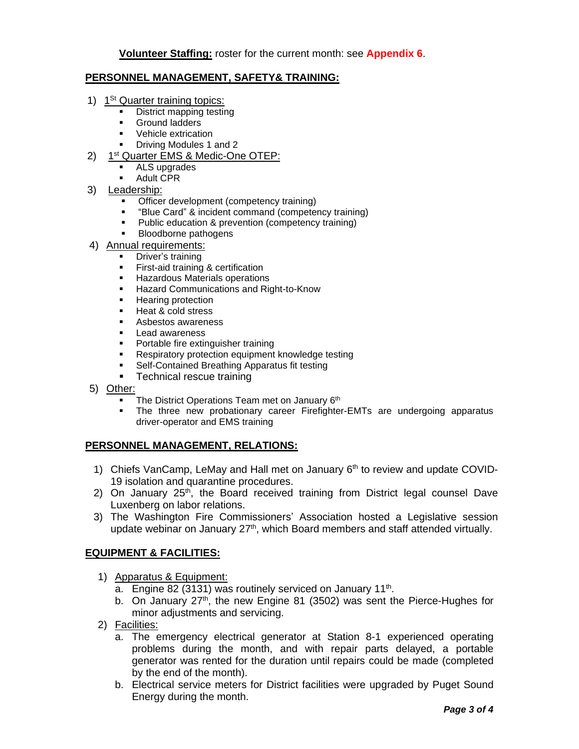**Volunteer Staffing:** roster for the current month: see **Appendix 6**.

## PERSONNEL MANAGEMENT, SAFETY& TRAINING:

1) 1st Quarter training topics:
   - District mapping testing
   - Ground ladders
   - Vehicle extrication
   - Driving Modules 1 and 2
2) 1st Quarter EMS & Medic-One OTEP:
   - ALS upgrades
   - Adult CPR
3) Leadership:
   - Officer development (competency training)
   - "Blue Card" & incident command (competency training)
   - Public education & prevention (competency training)
   - Bloodborne pathogens
4) Annual requirements:
   - Driver's training
   - First-aid training & certification
   - Hazardous Materials operations
   - Hazard Communications and Right-to-Know
   - Hearing protection
   - Heat & cold stress
   - Asbestos awareness
   - Lead awareness
   - Portable fire extinguisher training
   - Respiratory protection equipment knowledge testing
   - Self-Contained Breathing Apparatus fit testing
   - Technical rescue training
5) Other:
   - The District Operations Team met on January 6th
   - The three new probationary career Firefighter-EMTs are undergoing apparatus driver-operator and EMS training

## PERSONNEL MANAGEMENT, RELATIONS:

1) Chiefs VanCamp, LeMay and Hall met on January 6th to review and update COVID-19 isolation and quarantine procedures.
2) On January 25th, the Board received training from District legal counsel Dave Luxenberg on labor relations.
3) The Washington Fire Commissioners' Association hosted a Legislative session update webinar on January 27th, which Board members and staff attended virtually.

## EQUIPMENT & FACILITIES:

1) Apparatus & Equipment:
   a. Engine 82 (3131) was routinely serviced on January 11th.
   b. On January 27th, the new Engine 81 (3502) was sent the Pierce-Hughes for minor adjustments and servicing.
2) Facilities:
   a. The emergency electrical generator at Station 8-1 experienced operating problems during the month, and with repair parts delayed, a portable generator was rented for the duration until repairs could be made (completed by the end of the month).
   b. Electrical service meters for District facilities were upgraded by Puget Sound Energy during the month.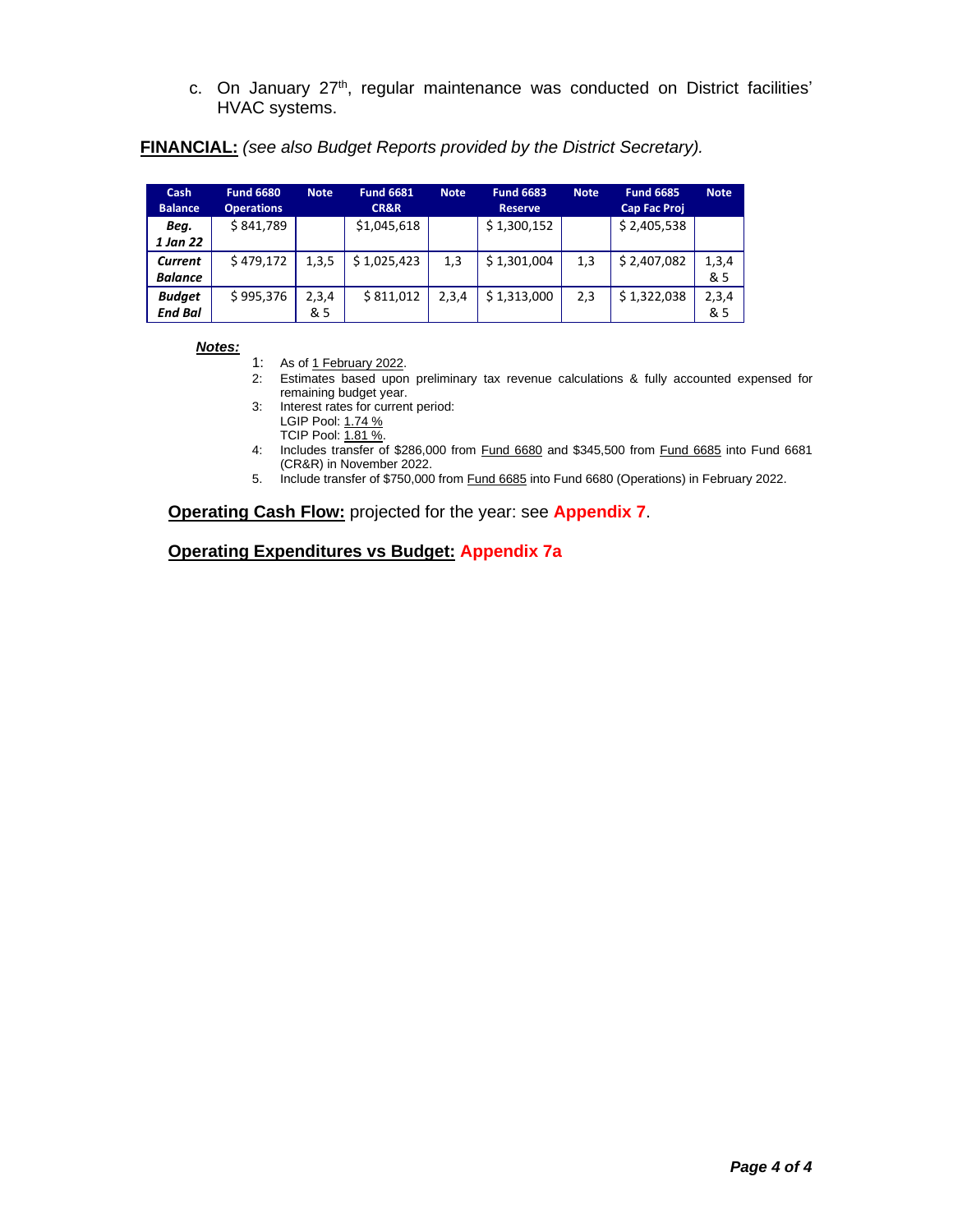c. On January 27th, regular maintenance was conducted on District facilities' HVAC systems.

**FINANCIAL:** *(see also Budget Reports provided by the District Secretary).*

| Cash Balance | Fund 6680 Operations | Note | Fund 6681 CR&R | Note | Fund 6683 Reserve | Note | Fund 6685 Cap Fac Proj | Note |
|---|---|---|---|---|---|---|---|---|
| ***Beg. 1 Jan 22*** | $ 841,789 | | $1,045,618 | | $ 1,300,152 | | $ 2,405,538 | |
| ***Current Balance*** | $ 479,172 | 1,3,5 | $ 1,025,423 | 1,3 | $ 1,301,004 | 1,3 | $ 2,407,082 | 1,3,4 & 5 |
| ***Budget End Bal*** | $ 995,376 | 2,3,4 & 5 | $ 811,012 | 2,3,4 | $ 1,313,000 | 2,3 | $ 1,322,038 | 2,3,4 & 5 |

***Notes:***

1: As of 1 February 2022.
2: Estimates based upon preliminary tax revenue calculations & fully accounted expensed for remaining budget year.
3: Interest rates for current period:
LGIP Pool: 1.74 %
TCIP Pool: 1.81 %.
4: Includes transfer of $286,000 from Fund 6680 and $345,500 from Fund 6685 into Fund 6681 (CR&R) in November 2022.
5. Include transfer of $750,000 from Fund 6685 into Fund 6680 (Operations) in February 2022.

**Operating Cash Flow:** projected for the year: see **Appendix 7**.

**Operating Expenditures vs Budget:** **Appendix 7a**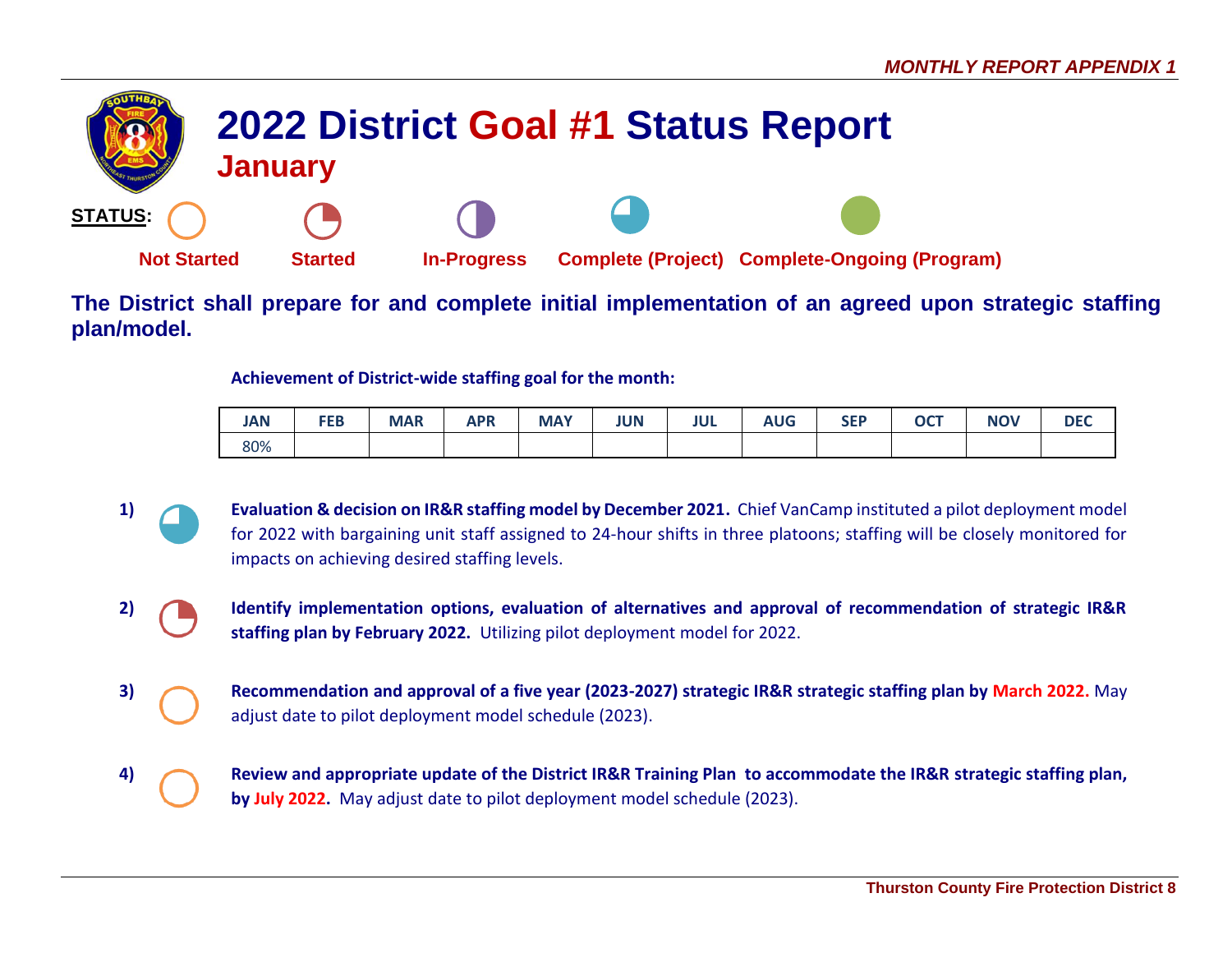# 2022 District Goal #1 Status Report

## January

**STATUS:** Not Started | Started | In-Progress | Complete (Project) | Complete-Ongoing (Program)

**The District shall prepare for and complete initial implementation of an agreed upon strategic staffing plan/model.**

**Achievement of District-wide staffing goal for the month:**

| JAN | FEB | MAR | APR | MAY | JUN | JUL | AUG | SEP | OCT | NOV | DEC |
|---|---|---|---|---|---|---|---|---|---|---|---|
| 80% | | | | | | | | | | | |

1) *(Complete (Project))* **Evaluation & decision on IR&R staffing model by December 2021.** Chief VanCamp instituted a pilot deployment model for 2022 with bargaining unit staff assigned to 24-hour shifts in three platoons; staffing will be closely monitored for impacts on achieving desired staffing levels.

2) *(Started)* **Identify implementation options, evaluation of alternatives and approval of recommendation of strategic IR&R staffing plan by February 2022.** Utilizing pilot deployment model for 2022.

3) *(Not Started)* **Recommendation and approval of a five year (2023-2027) strategic IR&R strategic staffing plan by March 2022.** May adjust date to pilot deployment model schedule (2023).

4) *(Not Started)* **Review and appropriate update of the District IR&R Training Plan to accommodate the IR&R strategic staffing plan, by July 2022.** May adjust date to pilot deployment model schedule (2023).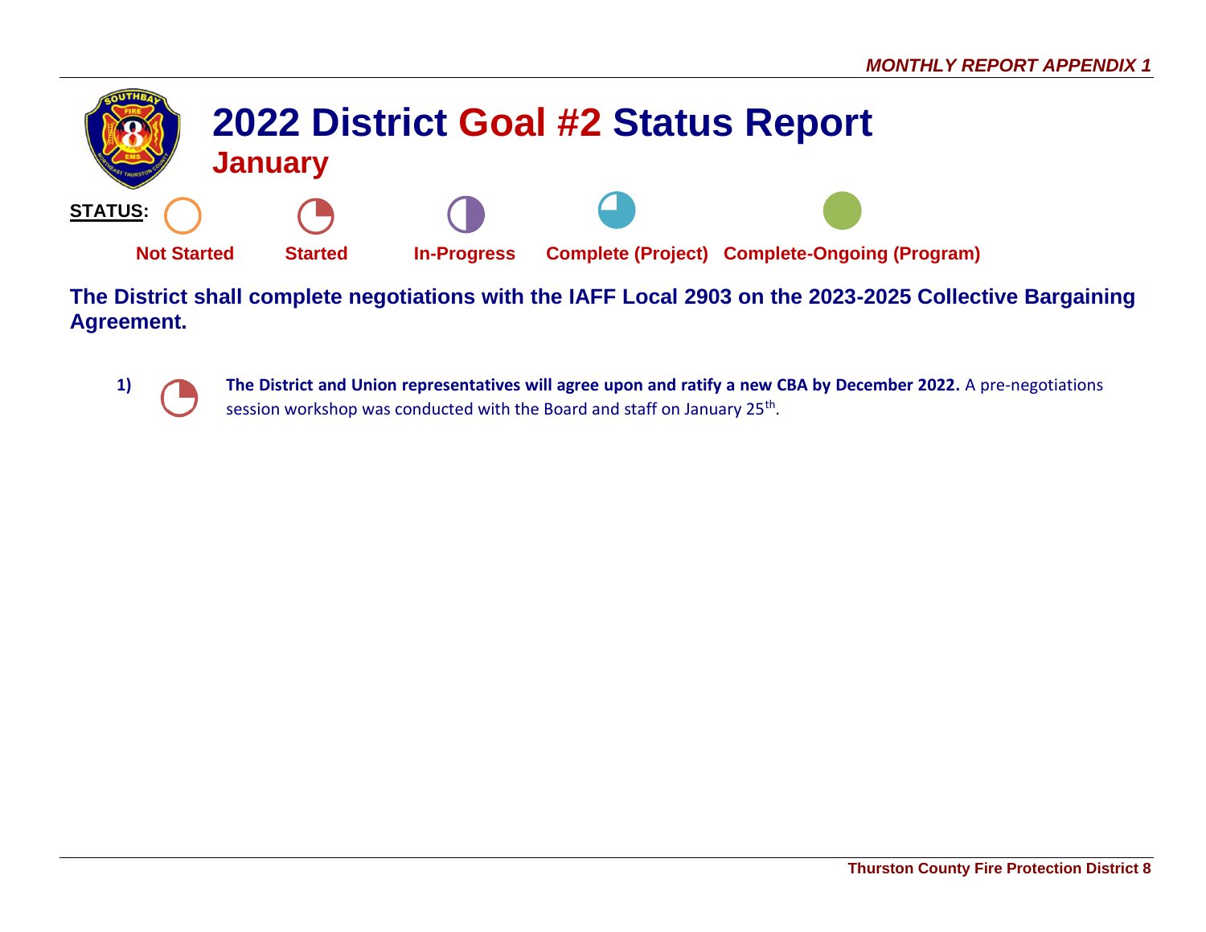# 2022 District Goal #2 Status Report

## January

**STATUS:** Not Started | Started | In-Progress | Complete (Project) | Complete-Ongoing (Program)

**The District shall complete negotiations with the IAFF Local 2903 on the 2023-2025 Collective Bargaining Agreement.**

1) **The District and Union representatives will agree upon and ratify a new CBA by December 2022.** A pre-negotiations session workshop was conducted with the Board and staff on January 25th.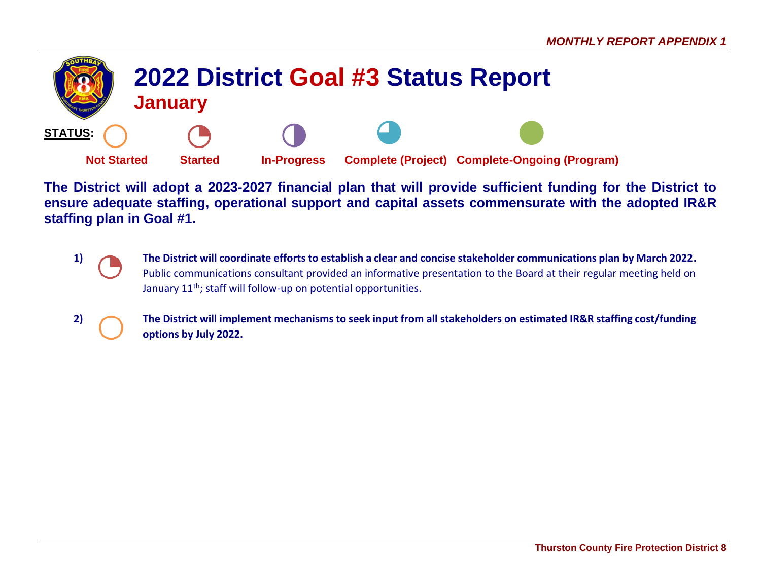# 2022 District Goal #3 Status Report

## January

**STATUS:** Not Started | Started | In-Progress | Complete (Project) | Complete-Ongoing (Program)

**The District will adopt a 2023-2027 financial plan that will provide sufficient funding for the District to ensure adequate staffing, operational support and capital assets commensurate with the adopted IR&R staffing plan in Goal #1.**

1) (Started) **The District will coordinate efforts to establish a clear and concise stakeholder communications plan by March 2022.** Public communications consultant provided an informative presentation to the Board at their regular meeting held on January 11th; staff will follow-up on potential opportunities.

2) (Not Started) **The District will implement mechanisms to seek input from all stakeholders on estimated IR&R staffing cost/funding options by July 2022.**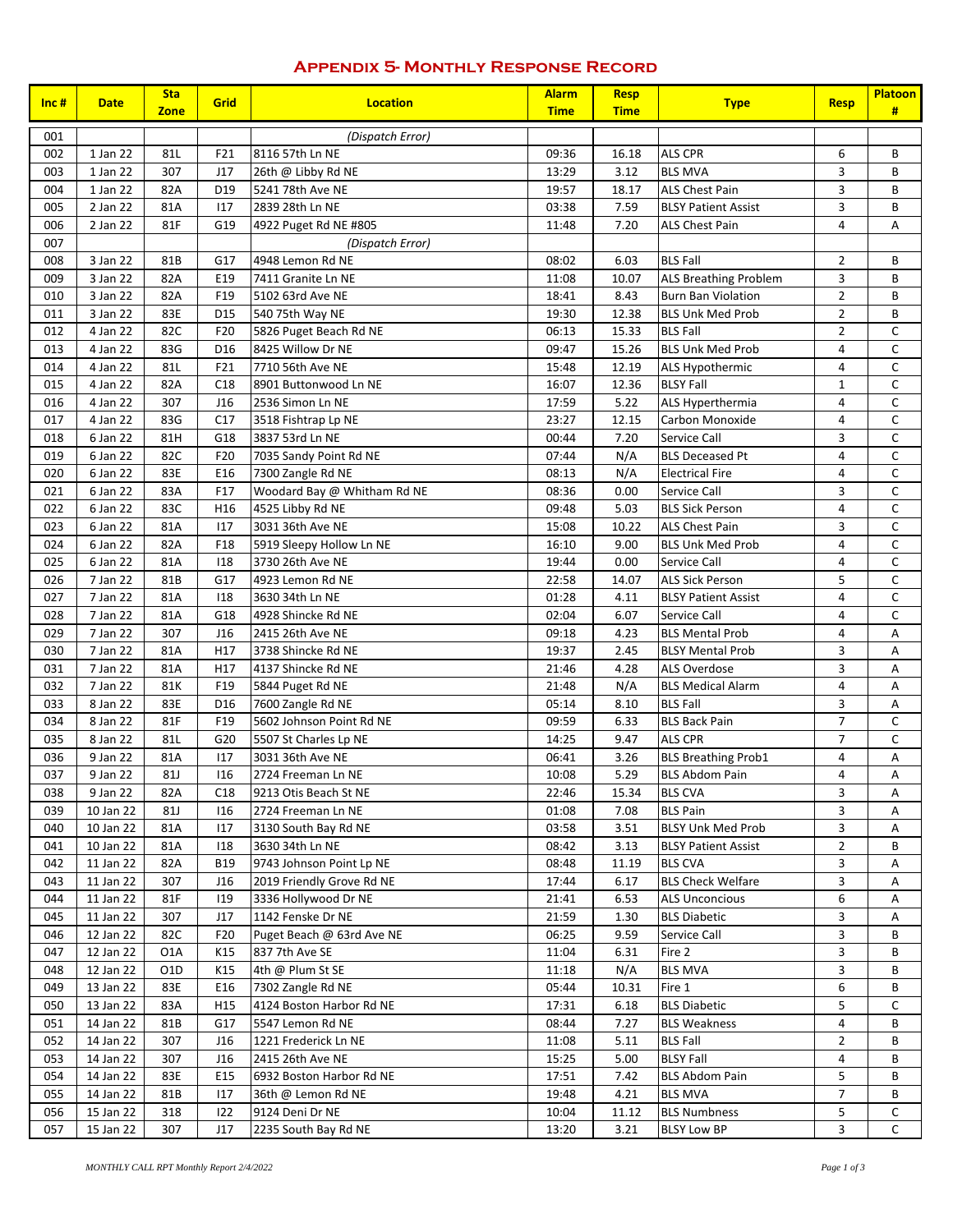## Appendix 5- Monthly Response Record

| Inc # | Date | Sta Zone | Grid | Location | Alarm Time | Resp Time | Type | Resp | Platoon # |
|---|---|---|---|---|---|---|---|---|---|
| 001 | | | | (Dispatch Error) | | | | | |
| 002 | 1 Jan 22 | 81L | F21 | 8116 57th Ln NE | 09:36 | 16.18 | ALS CPR | 6 | B |
| 003 | 1 Jan 22 | 307 | J17 | 26th @ Libby Rd NE | 13:29 | 3.12 | BLS MVA | 3 | B |
| 004 | 1 Jan 22 | 82A | D19 | 5241 78th Ave NE | 19:57 | 18.17 | ALS Chest Pain | 3 | B |
| 005 | 2 Jan 22 | 81A | I17 | 2839 28th Ln NE | 03:38 | 7.59 | BLSY Patient Assist | 3 | B |
| 006 | 2 Jan 22 | 81F | G19 | 4922 Puget Rd NE #805 | 11:48 | 7.20 | ALS Chest Pain | 4 | A |
| 007 | | | | (Dispatch Error) | | | | | |
| 008 | 3 Jan 22 | 81B | G17 | 4948 Lemon Rd NE | 08:02 | 6.03 | BLS Fall | 2 | B |
| 009 | 3 Jan 22 | 82A | E19 | 7411 Granite Ln NE | 11:08 | 10.07 | ALS Breathing Problem | 3 | B |
| 010 | 3 Jan 22 | 82A | F19 | 5102 63rd Ave NE | 18:41 | 8.43 | Burn Ban Violation | 2 | B |
| 011 | 3 Jan 22 | 83E | D15 | 540 75th Way NE | 19:30 | 12.38 | BLS Unk Med Prob | 2 | B |
| 012 | 4 Jan 22 | 82C | F20 | 5826 Puget Beach Rd NE | 06:13 | 15.33 | BLS Fall | 2 | C |
| 013 | 4 Jan 22 | 83G | D16 | 8425 Willow Dr NE | 09:47 | 15.26 | BLS Unk Med Prob | 4 | C |
| 014 | 4 Jan 22 | 81L | F21 | 7710 56th Ave NE | 15:48 | 12.19 | ALS Hypothermic | 4 | C |
| 015 | 4 Jan 22 | 82A | C18 | 8901 Buttonwood Ln NE | 16:07 | 12.36 | BLSY Fall | 1 | C |
| 016 | 4 Jan 22 | 307 | J16 | 2536 Simon Ln NE | 17:59 | 5.22 | ALS Hyperthermia | 4 | C |
| 017 | 4 Jan 22 | 83G | C17 | 3518 Fishtrap Lp NE | 23:27 | 12.15 | Carbon Monoxide | 4 | C |
| 018 | 6 Jan 22 | 81H | G18 | 3837 53rd Ln NE | 00:44 | 7.20 | Service Call | 3 | C |
| 019 | 6 Jan 22 | 82C | F20 | 7035 Sandy Point Rd NE | 07:44 | N/A | BLS Deceased Pt | 4 | C |
| 020 | 6 Jan 22 | 83E | E16 | 7300 Zangle Rd NE | 08:13 | N/A | Electrical Fire | 4 | C |
| 021 | 6 Jan 22 | 83A | F17 | Woodard Bay @ Whitham Rd NE | 08:36 | 0.00 | Service Call | 3 | C |
| 022 | 6 Jan 22 | 83C | H16 | 4525 Libby Rd NE | 09:48 | 5.03 | BLS Sick Person | 4 | C |
| 023 | 6 Jan 22 | 81A | I17 | 3031 36th Ave NE | 15:08 | 10.22 | ALS Chest Pain | 3 | C |
| 024 | 6 Jan 22 | 82A | F18 | 5919 Sleepy Hollow Ln NE | 16:10 | 9.00 | BLS Unk Med Prob | 4 | C |
| 025 | 6 Jan 22 | 81A | I18 | 3730 26th Ave NE | 19:44 | 0.00 | Service Call | 4 | C |
| 026 | 7 Jan 22 | 81B | G17 | 4923 Lemon Rd NE | 22:58 | 14.07 | ALS Sick Person | 5 | C |
| 027 | 7 Jan 22 | 81A | I18 | 3630 34th Ln NE | 01:28 | 4.11 | BLSY Patient Assist | 4 | C |
| 028 | 7 Jan 22 | 81A | G18 | 4928 Shincke Rd NE | 02:04 | 6.07 | Service Call | 4 | C |
| 029 | 7 Jan 22 | 307 | J16 | 2415 26th Ave NE | 09:18 | 4.23 | BLS Mental Prob | 4 | A |
| 030 | 7 Jan 22 | 81A | H17 | 3738 Shincke Rd NE | 19:37 | 2.45 | BLSY Mental Prob | 3 | A |
| 031 | 7 Jan 22 | 81A | H17 | 4137 Shincke Rd NE | 21:46 | 4.28 | ALS Overdose | 3 | A |
| 032 | 7 Jan 22 | 81K | F19 | 5844 Puget Rd NE | 21:48 | N/A | BLS Medical Alarm | 4 | A |
| 033 | 8 Jan 22 | 83E | D16 | 7600 Zangle Rd NE | 05:14 | 8.10 | BLS Fall | 3 | A |
| 034 | 8 Jan 22 | 81F | F19 | 5602 Johnson Point Rd NE | 09:59 | 6.33 | BLS Back Pain | 7 | C |
| 035 | 8 Jan 22 | 81L | G20 | 5507 St Charles Lp NE | 14:25 | 9.47 | ALS CPR | 7 | C |
| 036 | 9 Jan 22 | 81A | I17 | 3031 36th Ave NE | 06:41 | 3.26 | BLS Breathing Prob1 | 4 | A |
| 037 | 9 Jan 22 | 81J | I16 | 2724 Freeman Ln NE | 10:08 | 5.29 | BLS Abdom Pain | 4 | A |
| 038 | 9 Jan 22 | 82A | C18 | 9213 Otis Beach St NE | 22:46 | 15.34 | BLS CVA | 3 | A |
| 039 | 10 Jan 22 | 81J | I16 | 2724 Freeman Ln NE | 01:08 | 7.08 | BLS Pain | 3 | A |
| 040 | 10 Jan 22 | 81A | I17 | 3130 South Bay Rd NE | 03:58 | 3.51 | BLSY Unk Med Prob | 3 | A |
| 041 | 10 Jan 22 | 81A | I18 | 3630 34th Ln NE | 08:42 | 3.13 | BLSY Patient Assist | 2 | B |
| 042 | 11 Jan 22 | 82A | B19 | 9743 Johnson Point Lp NE | 08:48 | 11.19 | BLS CVA | 3 | A |
| 043 | 11 Jan 22 | 307 | J16 | 2019 Friendly Grove Rd NE | 17:44 | 6.17 | BLS Check Welfare | 3 | A |
| 044 | 11 Jan 22 | 81F | I19 | 3336 Hollywood Dr NE | 21:41 | 6.53 | ALS Unconcious | 6 | A |
| 045 | 11 Jan 22 | 307 | J17 | 1142 Fenske Dr NE | 21:59 | 1.30 | BLS Diabetic | 3 | A |
| 046 | 12 Jan 22 | 82C | F20 | Puget Beach @ 63rd Ave NE | 06:25 | 9.59 | Service Call | 3 | B |
| 047 | 12 Jan 22 | O1A | K15 | 837 7th Ave SE | 11:04 | 6.31 | Fire 2 | 3 | B |
| 048 | 12 Jan 22 | O1D | K15 | 4th @ Plum St SE | 11:18 | N/A | BLS MVA | 3 | B |
| 049 | 13 Jan 22 | 83E | E16 | 7302 Zangle Rd NE | 05:44 | 10.31 | Fire 1 | 6 | B |
| 050 | 13 Jan 22 | 83A | H15 | 4124 Boston Harbor Rd NE | 17:31 | 6.18 | BLS Diabetic | 5 | C |
| 051 | 14 Jan 22 | 81B | G17 | 5547 Lemon Rd NE | 08:44 | 7.27 | BLS Weakness | 4 | B |
| 052 | 14 Jan 22 | 307 | J16 | 1221 Frederick Ln NE | 11:08 | 5.11 | BLS Fall | 2 | B |
| 053 | 14 Jan 22 | 307 | J16 | 2415 26th Ave NE | 15:25 | 5.00 | BLSY Fall | 4 | B |
| 054 | 14 Jan 22 | 83E | E15 | 6932 Boston Harbor Rd NE | 17:51 | 7.42 | BLS Abdom Pain | 5 | B |
| 055 | 14 Jan 22 | 81B | I17 | 36th @ Lemon Rd NE | 19:48 | 4.21 | BLS MVA | 7 | B |
| 056 | 15 Jan 22 | 318 | I22 | 9124 Deni Dr NE | 10:04 | 11.12 | BLS Numbness | 5 | C |
| 057 | 15 Jan 22 | 307 | J17 | 2235 South Bay Rd NE | 13:20 | 3.21 | BLSY Low BP | 3 | C |

*MONTHLY CALL RPT Monthly Report 2/4/2022*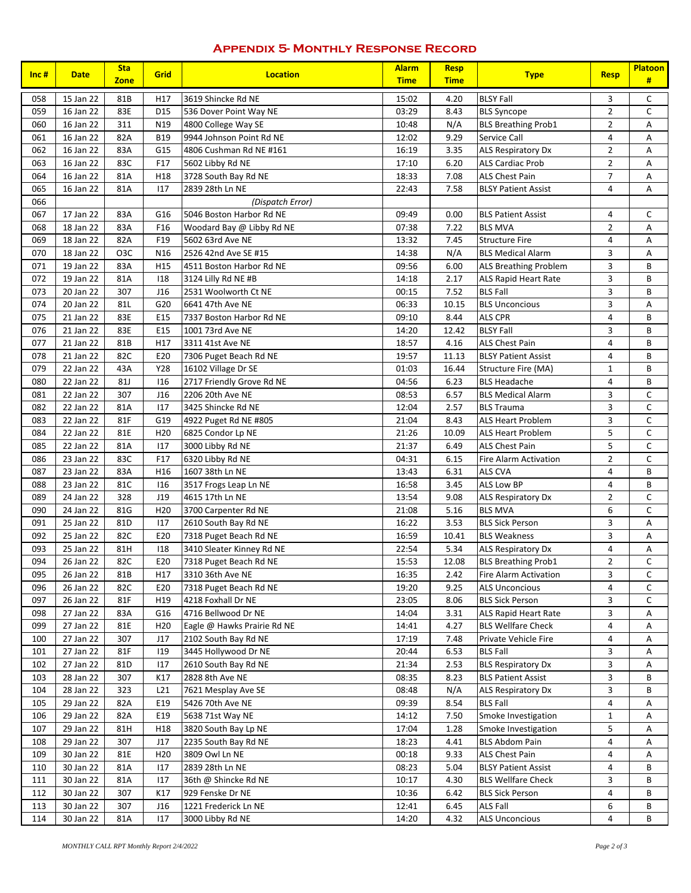## Appendix 5- Monthly Response Record

| Inc # | Date | Sta Zone | Grid | Location | Alarm Time | Resp Time | Type | Resp | Platoon # |
|---|---|---|---|---|---|---|---|---|---|
| 058 | 15 Jan 22 | 81B | H17 | 3619 Shincke Rd NE | 15:02 | 4.20 | BLSY Fall | 3 | C |
| 059 | 16 Jan 22 | 83E | D15 | 536 Dover Point Way NE | 03:29 | 8.43 | BLS Syncope | 2 | C |
| 060 | 16 Jan 22 | 311 | N19 | 4800 College Way SE | 10:48 | N/A | BLS Breathing Prob1 | 2 | A |
| 061 | 16 Jan 22 | 82A | B19 | 9944 Johnson Point Rd NE | 12:02 | 9.29 | Service Call | 4 | A |
| 062 | 16 Jan 22 | 83A | G15 | 4806 Cushman Rd NE #161 | 16:19 | 3.35 | ALS Respiratory Dx | 2 | A |
| 063 | 16 Jan 22 | 83C | F17 | 5602 Libby Rd NE | 17:10 | 6.20 | ALS Cardiac Prob | 2 | A |
| 064 | 16 Jan 22 | 81A | H18 | 3728 South Bay Rd NE | 18:33 | 7.08 | ALS Chest Pain | 7 | A |
| 065 | 16 Jan 22 | 81A | I17 | 2839 28th Ln NE | 22:43 | 7.58 | BLSY Patient Assist | 4 | A |
| 066 | | | | (Dispatch Error) | | | | | |
| 067 | 17 Jan 22 | 83A | G16 | 5046 Boston Harbor Rd NE | 09:49 | 0.00 | BLS Patient Assist | 4 | C |
| 068 | 18 Jan 22 | 83A | F16 | Woodard Bay @ Libby Rd NE | 07:38 | 7.22 | BLS MVA | 2 | A |
| 069 | 18 Jan 22 | 82A | F19 | 5602 63rd Ave NE | 13:32 | 7.45 | Structure Fire | 4 | A |
| 070 | 18 Jan 22 | O3C | N16 | 2526 42nd Ave SE #15 | 14:38 | N/A | BLS Medical Alarm | 3 | A |
| 071 | 19 Jan 22 | 83A | H15 | 4511 Boston Harbor Rd NE | 09:56 | 6.00 | ALS Breathing Problem | 3 | B |
| 072 | 19 Jan 22 | 81A | I18 | 3124 Lilly Rd NE #B | 14:18 | 2.17 | ALS Rapid Heart Rate | 3 | B |
| 073 | 20 Jan 22 | 307 | J16 | 2531 Woolworth Ct NE | 00:15 | 7.52 | BLS Fall | 3 | B |
| 074 | 20 Jan 22 | 81L | G20 | 6641 47th Ave NE | 06:33 | 10.15 | BLS Unconcious | 3 | A |
| 075 | 21 Jan 22 | 83E | E15 | 7337 Boston Harbor Rd NE | 09:10 | 8.44 | ALS CPR | 4 | B |
| 076 | 21 Jan 22 | 83E | E15 | 1001 73rd Ave NE | 14:20 | 12.42 | BLSY Fall | 3 | B |
| 077 | 21 Jan 22 | 81B | H17 | 3311 41st Ave NE | 18:57 | 4.16 | ALS Chest Pain | 4 | B |
| 078 | 21 Jan 22 | 82C | E20 | 7306 Puget Beach Rd NE | 19:57 | 11.13 | BLSY Patient Assist | 4 | B |
| 079 | 22 Jan 22 | 43A | Y28 | 16102 Village Dr SE | 01:03 | 16.44 | Structure Fire (MA) | 1 | B |
| 080 | 22 Jan 22 | 81J | I16 | 2717 Friendly Grove Rd NE | 04:56 | 6.23 | BLS Headache | 4 | B |
| 081 | 22 Jan 22 | 307 | J16 | 2206 20th Ave NE | 08:53 | 6.57 | BLS Medical Alarm | 3 | C |
| 082 | 22 Jan 22 | 81A | I17 | 3425 Shincke Rd NE | 12:04 | 2.57 | BLS Trauma | 3 | C |
| 083 | 22 Jan 22 | 81F | G19 | 4922 Puget Rd NE #805 | 21:04 | 8.43 | ALS Heart Problem | 3 | C |
| 084 | 22 Jan 22 | 81E | H20 | 6825 Condor Lp NE | 21:26 | 10.09 | ALS Heart Problem | 5 | C |
| 085 | 22 Jan 22 | 81A | I17 | 3000 Libby Rd NE | 21:37 | 6.49 | ALS Chest Pain | 5 | C |
| 086 | 23 Jan 22 | 83C | F17 | 6320 Libby Rd NE | 04:31 | 6.15 | Fire Alarm Activation | 2 | C |
| 087 | 23 Jan 22 | 83A | H16 | 1607 38th Ln NE | 13:43 | 6.31 | ALS CVA | 4 | B |
| 088 | 23 Jan 22 | 81C | I16 | 3517 Frogs Leap Ln NE | 16:58 | 3.45 | ALS Low BP | 4 | B |
| 089 | 24 Jan 22 | 328 | J19 | 4615 17th Ln NE | 13:54 | 9.08 | ALS Respiratory Dx | 2 | C |
| 090 | 24 Jan 22 | 81G | H20 | 3700 Carpenter Rd NE | 21:08 | 5.16 | BLS MVA | 6 | C |
| 091 | 25 Jan 22 | 81D | I17 | 2610 South Bay Rd NE | 16:22 | 3.53 | BLS Sick Person | 3 | A |
| 092 | 25 Jan 22 | 82C | E20 | 7318 Puget Beach Rd NE | 16:59 | 10.41 | BLS Weakness | 3 | A |
| 093 | 25 Jan 22 | 81H | I18 | 3410 Sleater Kinney Rd NE | 22:54 | 5.34 | ALS Respiratory Dx | 4 | A |
| 094 | 26 Jan 22 | 82C | E20 | 7318 Puget Beach Rd NE | 15:53 | 12.08 | BLS Breathing Prob1 | 2 | C |
| 095 | 26 Jan 22 | 81B | H17 | 3310 36th Ave NE | 16:35 | 2.42 | Fire Alarm Activation | 3 | C |
| 096 | 26 Jan 22 | 82C | E20 | 7318 Puget Beach Rd NE | 19:20 | 9.25 | ALS Unconcious | 4 | C |
| 097 | 26 Jan 22 | 81F | H19 | 4218 Foxhall Dr NE | 23:05 | 8.06 | BLS Sick Person | 3 | C |
| 098 | 27 Jan 22 | 83A | G16 | 4716 Bellwood Dr NE | 14:04 | 3.31 | ALS Rapid Heart Rate | 3 | A |
| 099 | 27 Jan 22 | 81E | H20 | Eagle @ Hawks Prairie Rd NE | 14:41 | 4.27 | BLS Wellfare Check | 4 | A |
| 100 | 27 Jan 22 | 307 | J17 | 2102 South Bay Rd NE | 17:19 | 7.48 | Private Vehicle Fire | 4 | A |
| 101 | 27 Jan 22 | 81F | I19 | 3445 Hollywood Dr NE | 20:44 | 6.53 | BLS Fall | 3 | A |
| 102 | 27 Jan 22 | 81D | I17 | 2610 South Bay Rd NE | 21:34 | 2.53 | BLS Respiratory Dx | 3 | A |
| 103 | 28 Jan 22 | 307 | K17 | 2828 8th Ave NE | 08:35 | 8.23 | BLS Patient Assist | 3 | B |
| 104 | 28 Jan 22 | 323 | L21 | 7621 Mesplay Ave SE | 08:48 | N/A | ALS Respiratory Dx | 3 | B |
| 105 | 29 Jan 22 | 82A | E19 | 5426 70th Ave NE | 09:39 | 8.54 | BLS Fall | 4 | A |
| 106 | 29 Jan 22 | 82A | E19 | 5638 71st Way NE | 14:12 | 7.50 | Smoke Investigation | 1 | A |
| 107 | 29 Jan 22 | 81H | H18 | 3820 South Bay Lp NE | 17:04 | 1.28 | Smoke Investigation | 5 | A |
| 108 | 29 Jan 22 | 307 | J17 | 2235 South Bay Rd NE | 18:23 | 4.41 | BLS Abdom Pain | 4 | A |
| 109 | 30 Jan 22 | 81E | H20 | 3809 Owl Ln NE | 00:18 | 9.33 | ALS Chest Pain | 4 | A |
| 110 | 30 Jan 22 | 81A | I17 | 2839 28th Ln NE | 08:23 | 5.04 | BLSY Patient Assist | 4 | B |
| 111 | 30 Jan 22 | 81A | I17 | 36th @ Shincke Rd NE | 10:17 | 4.30 | BLS Wellfare Check | 3 | B |
| 112 | 30 Jan 22 | 307 | K17 | 929 Fenske Dr NE | 10:36 | 6.42 | BLS Sick Person | 4 | B |
| 113 | 30 Jan 22 | 307 | J16 | 1221 Frederick Ln NE | 12:41 | 6.45 | ALS Fall | 6 | B |
| 114 | 30 Jan 22 | 81A | I17 | 3000 Libby Rd NE | 14:20 | 4.32 | ALS Unconcious | 4 | B |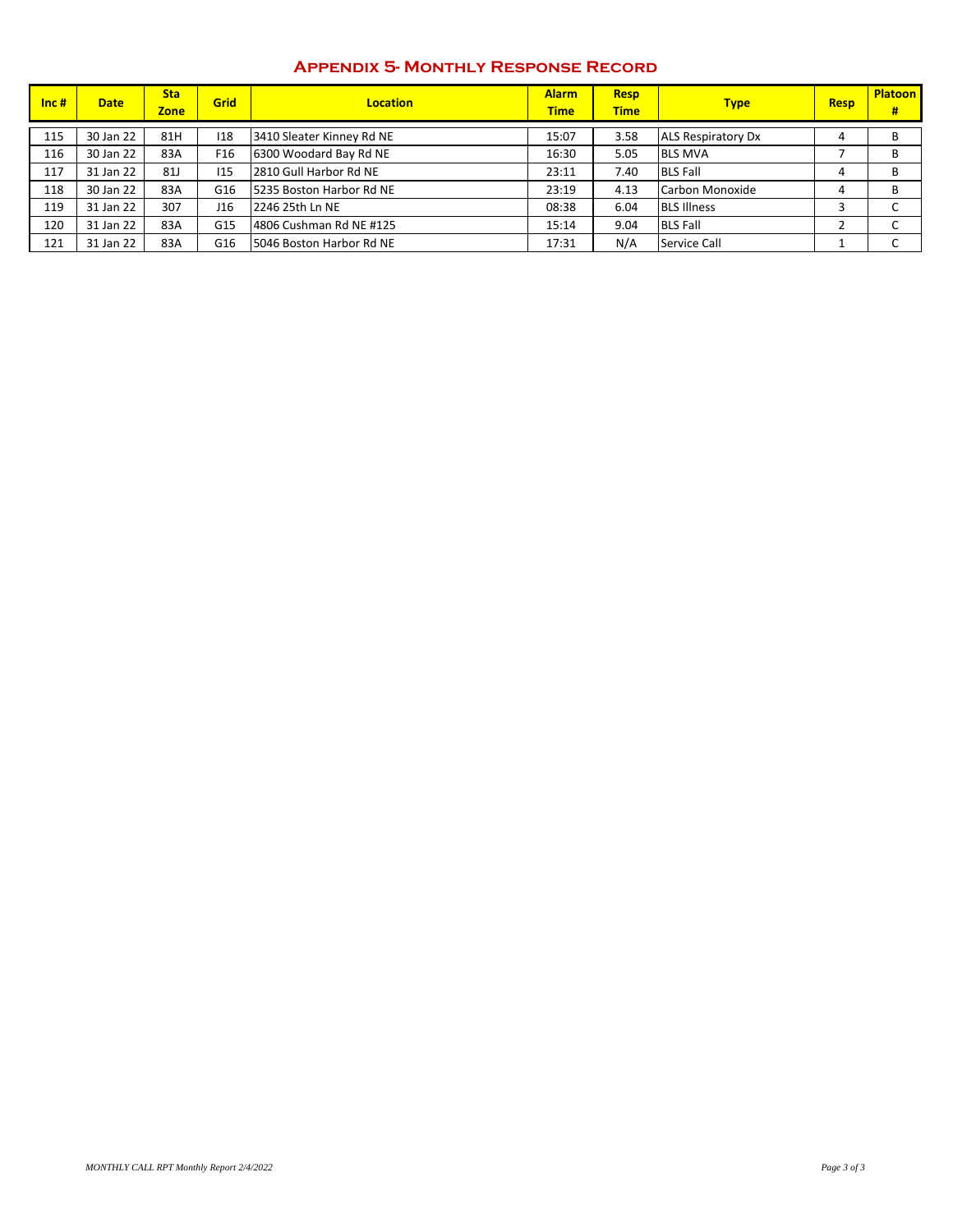## Appendix 5- Monthly Response Record

| Inc # | Date | Sta Zone | Grid | Location | Alarm Time | Resp Time | Type | Resp | Platoon # |
|---|---|---|---|---|---|---|---|---|---|
| 115 | 30 Jan 22 | 81H | I18 | 3410 Sleater Kinney Rd NE | 15:07 | 3.58 | ALS Respiratory Dx | 4 | B |
| 116 | 30 Jan 22 | 83A | F16 | 6300 Woodard Bay Rd NE | 16:30 | 5.05 | BLS MVA | 7 | B |
| 117 | 31 Jan 22 | 81J | I15 | 2810 Gull Harbor Rd NE | 23:11 | 7.40 | BLS Fall | 4 | B |
| 118 | 30 Jan 22 | 83A | G16 | 5235 Boston Harbor Rd NE | 23:19 | 4.13 | Carbon Monoxide | 4 | B |
| 119 | 31 Jan 22 | 307 | J16 | 2246 25th Ln NE | 08:38 | 6.04 | BLS Illness | 3 | C |
| 120 | 31 Jan 22 | 83A | G15 | 4806 Cushman Rd NE #125 | 15:14 | 9.04 | BLS Fall | 2 | C |
| 121 | 31 Jan 22 | 83A | G16 | 5046 Boston Harbor Rd NE | 17:31 | N/A | Service Call | 1 | C |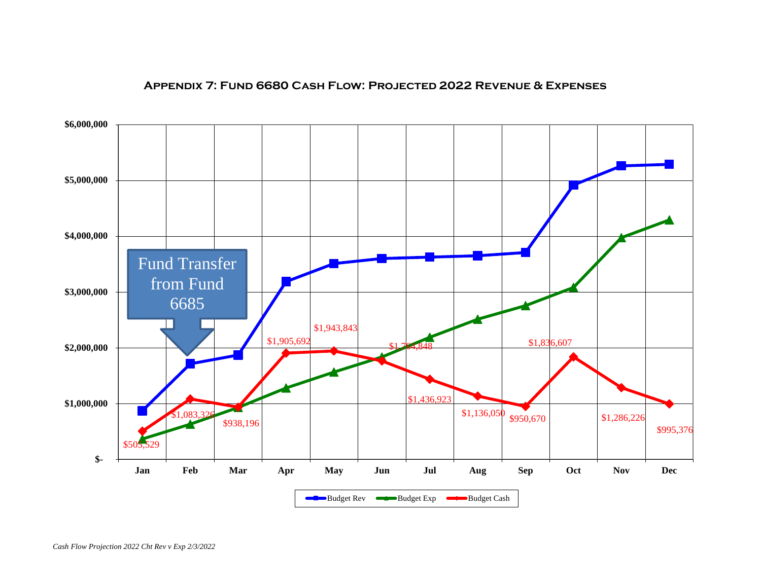## Appendix 7: Fund 6680 Cash Flow: Projected 2022 Revenue & Expenses

$6,000,000
$5,000,000
$4,000,000
$3,000,000
$2,000,000
$1,000,000
$-

Jan Feb Mar Apr May Jun Jul Aug Sep Oct Nov Dec

Fund Transfer from Fund 6685

$505,529
$1,083,326
$938,196
$1,905,692
$1,943,843
$1,764,848
$1,436,923
$1,136,050
$950,670
$1,836,607
$1,286,226
$995,376

Budget Rev
Budget Exp
Budget Cash

*Cash Flow Projection 2022 Cht Rev v Exp 2/3/2022*